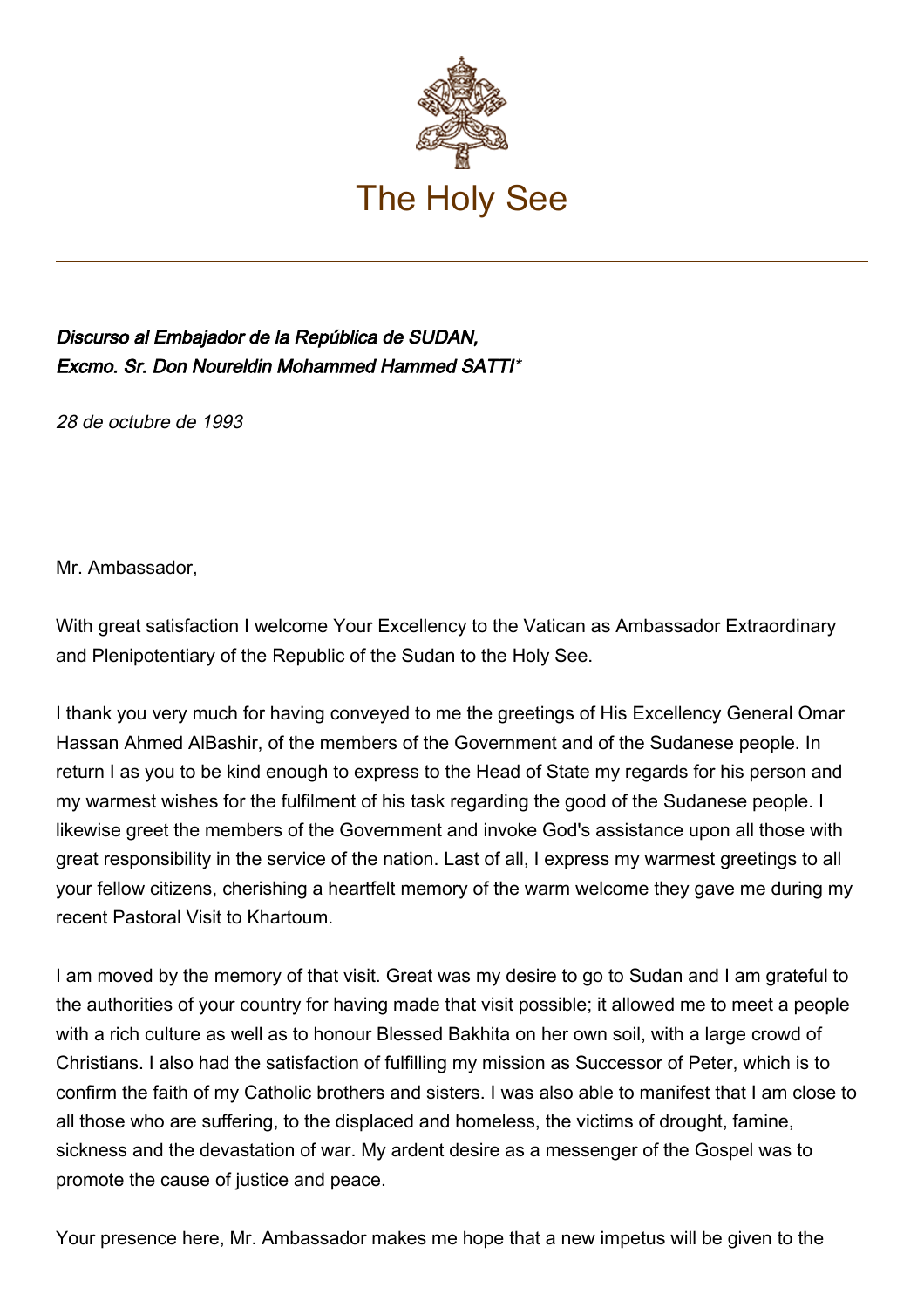# The Holy See

***Discurso al Embajador de la República de SUDAN,***
***Excmo. Sr. Don Noureldin Mohammed Hammed SATTI****

*28 de octubre de 1993*

Mr. Ambassador,

With great satisfaction I welcome Your Excellency to the Vatican as Ambassador Extraordinary and Plenipotentiary of the Republic of the Sudan to the Holy See.

I thank you very much for having conveyed to me the greetings of His Excellency General Omar Hassan Ahmed AlBashir, of the members of the Government and of the Sudanese people. In return I as you to be kind enough to express to the Head of State my regards for his person and my warmest wishes for the fulfilment of his task regarding the good of the Sudanese people. I likewise greet the members of the Government and invoke God's assistance upon all those with great responsibility in the service of the nation. Last of all, I express my warmest greetings to all your fellow citizens, cherishing a heartfelt memory of the warm welcome they gave me during my recent Pastoral Visit to Khartoum.

I am moved by the memory of that visit. Great was my desire to go to Sudan and I am grateful to the authorities of your country for having made that visit possible; it allowed me to meet a people with a rich culture as well as to honour Blessed Bakhita on her own soil, with a large crowd of Christians. I also had the satisfaction of fulfilling my mission as Successor of Peter, which is to confirm the faith of my Catholic brothers and sisters. I was also able to manifest that I am close to all those who are suffering, to the displaced and homeless, the victims of drought, famine, sickness and the devastation of war. My ardent desire as a messenger of the Gospel was to promote the cause of justice and peace.

Your presence here, Mr. Ambassador makes me hope that a new impetus will be given to the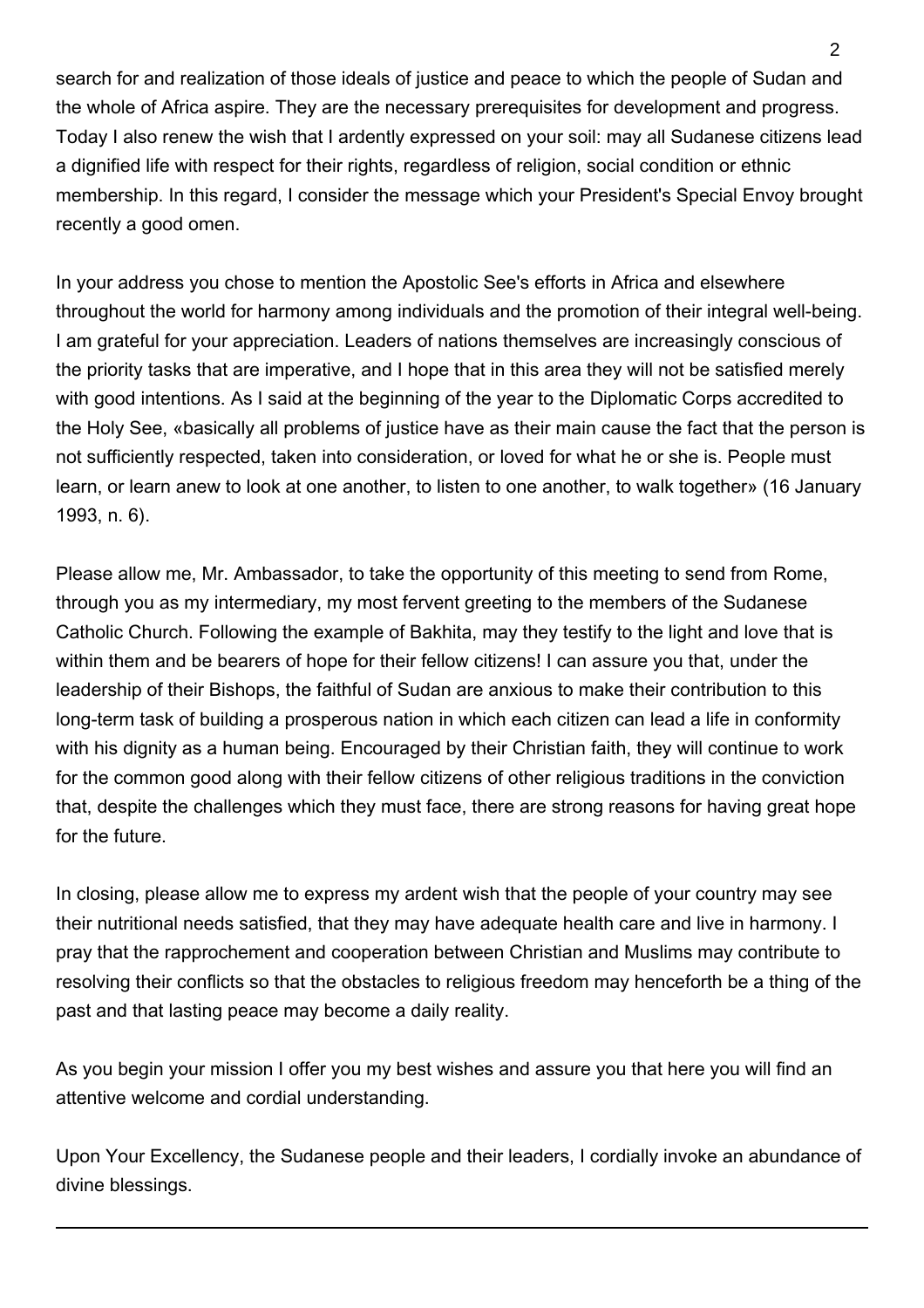search for and realization of those ideals of justice and peace to which the people of Sudan and the whole of Africa aspire. They are the necessary prerequisites for development and progress. Today I also renew the wish that I ardently expressed on your soil: may all Sudanese citizens lead a dignified life with respect for their rights, regardless of religion, social condition or ethnic membership. In this regard, I consider the message which your President's Special Envoy brought recently a good omen.

In your address you chose to mention the Apostolic See's efforts in Africa and elsewhere throughout the world for harmony among individuals and the promotion of their integral well-being. I am grateful for your appreciation. Leaders of nations themselves are increasingly conscious of the priority tasks that are imperative, and I hope that in this area they will not be satisfied merely with good intentions. As I said at the beginning of the year to the Diplomatic Corps accredited to the Holy See, «basically all problems of justice have as their main cause the fact that the person is not sufficiently respected, taken into consideration, or loved for what he or she is. People must learn, or learn anew to look at one another, to listen to one another, to walk together» (16 January 1993, n. 6).

Please allow me, Mr. Ambassador, to take the opportunity of this meeting to send from Rome, through you as my intermediary, my most fervent greeting to the members of the Sudanese Catholic Church. Following the example of Bakhita, may they testify to the light and love that is within them and be bearers of hope for their fellow citizens! I can assure you that, under the leadership of their Bishops, the faithful of Sudan are anxious to make their contribution to this long-term task of building a prosperous nation in which each citizen can lead a life in conformity with his dignity as a human being. Encouraged by their Christian faith, they will continue to work for the common good along with their fellow citizens of other religious traditions in the conviction that, despite the challenges which they must face, there are strong reasons for having great hope for the future.

In closing, please allow me to express my ardent wish that the people of your country may see their nutritional needs satisfied, that they may have adequate health care and live in harmony. I pray that the rapprochement and cooperation between Christian and Muslims may contribute to resolving their conflicts so that the obstacles to religious freedom may henceforth be a thing of the past and that lasting peace may become a daily reality.

As you begin your mission I offer you my best wishes and assure you that here you will find an attentive welcome and cordial understanding.

Upon Your Excellency, the Sudanese people and their leaders, I cordially invoke an abundance of divine blessings.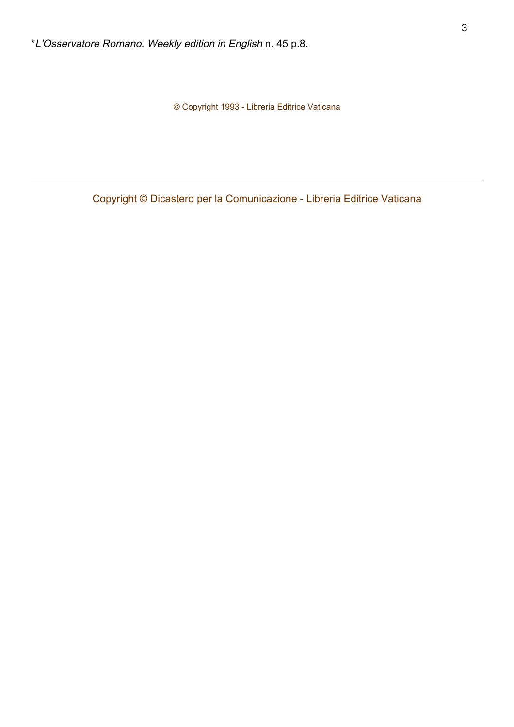**L'Osservatore Romano. Weekly edition in English* n. 45 p.8.

© Copyright 1993 - Libreria Editrice Vaticana

---

Copyright © Dicastero per la Comunicazione - Libreria Editrice Vaticana